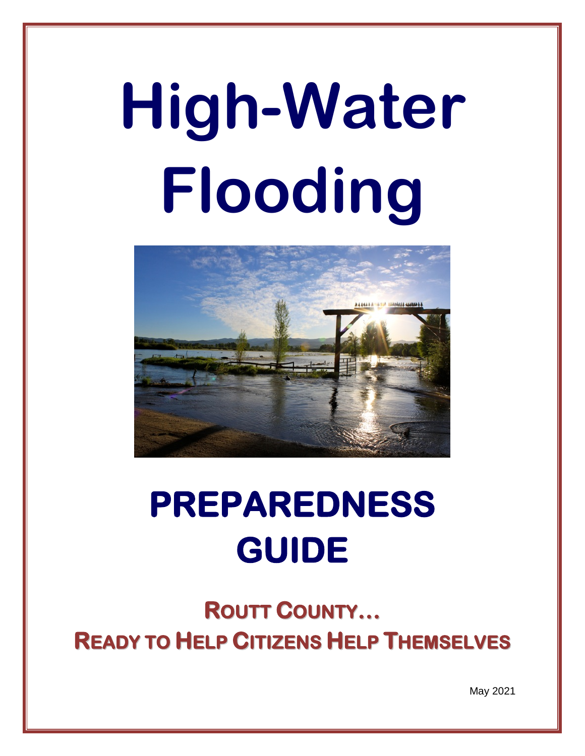# High-Water Flooding

# PREPAREDNESS GUIDE

## ROUTT COUNTY…
## READY TO HELP CITIZENS HELP THEMSELVES

May 2021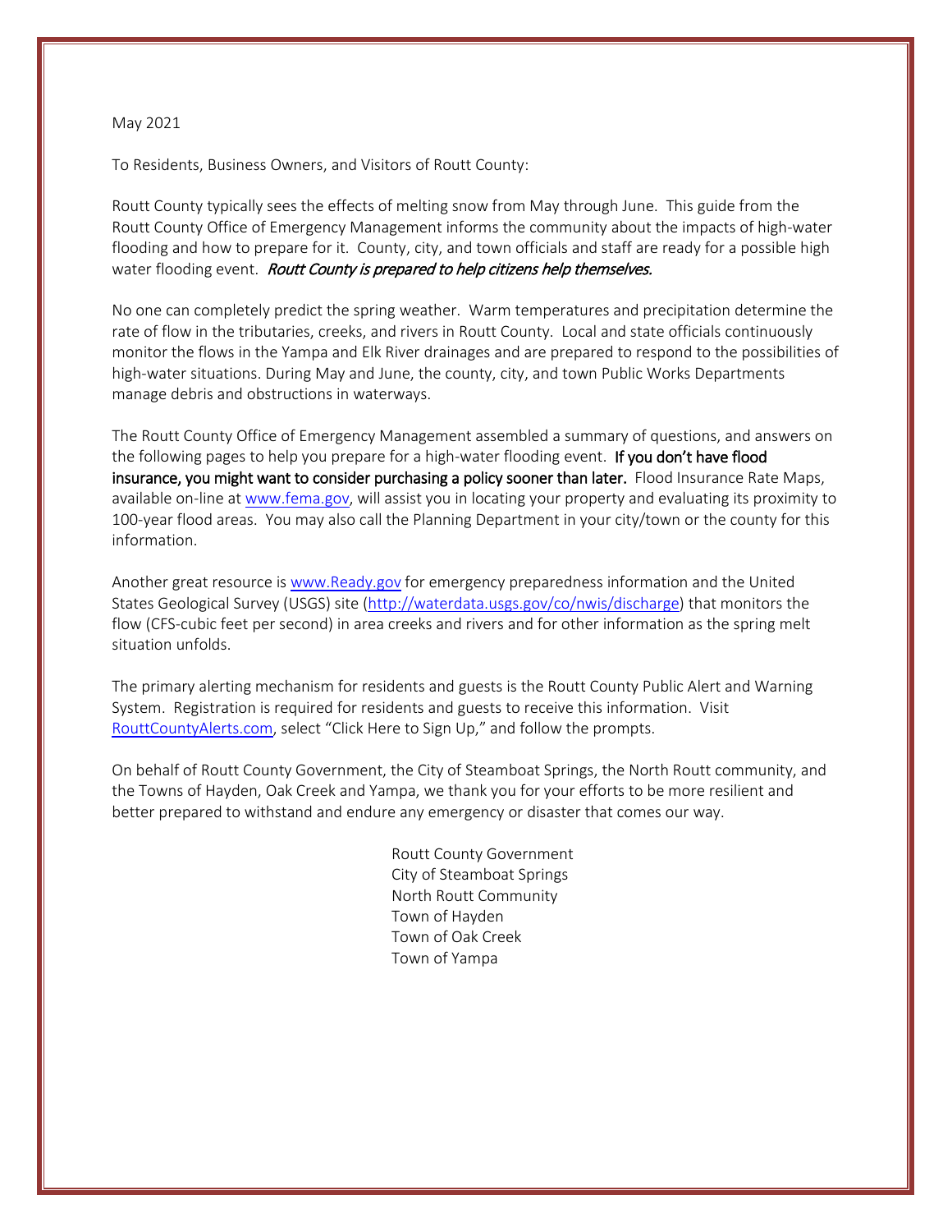May 2021

To Residents, Business Owners, and Visitors of Routt County:

Routt County typically sees the effects of melting snow from May through June. This guide from the Routt County Office of Emergency Management informs the community about the impacts of high-water flooding and how to prepare for it. County, city, and town officials and staff are ready for a possible high water flooding event. *Routt County is prepared to help citizens help themselves.*

No one can completely predict the spring weather. Warm temperatures and precipitation determine the rate of flow in the tributaries, creeks, and rivers in Routt County. Local and state officials continuously monitor the flows in the Yampa and Elk River drainages and are prepared to respond to the possibilities of high-water situations. During May and June, the county, city, and town Public Works Departments manage debris and obstructions in waterways.

The Routt County Office of Emergency Management assembled a summary of questions, and answers on the following pages to help you prepare for a high-water flooding event. **If you don't have flood insurance, you might want to consider purchasing a policy sooner than later.** Flood Insurance Rate Maps, available on-line at www.fema.gov, will assist you in locating your property and evaluating its proximity to 100-year flood areas. You may also call the Planning Department in your city/town or the county for this information.

Another great resource is www.Ready.gov for emergency preparedness information and the United States Geological Survey (USGS) site (http://waterdata.usgs.gov/co/nwis/discharge) that monitors the flow (CFS-cubic feet per second) in area creeks and rivers and for other information as the spring melt situation unfolds.

The primary alerting mechanism for residents and guests is the Routt County Public Alert and Warning System. Registration is required for residents and guests to receive this information. Visit RouttCountyAlerts.com, select "Click Here to Sign Up," and follow the prompts.

On behalf of Routt County Government, the City of Steamboat Springs, the North Routt community, and the Towns of Hayden, Oak Creek and Yampa, we thank you for your efforts to be more resilient and better prepared to withstand and endure any emergency or disaster that comes our way.

Routt County Government
City of Steamboat Springs
North Routt Community
Town of Hayden
Town of Oak Creek
Town of Yampa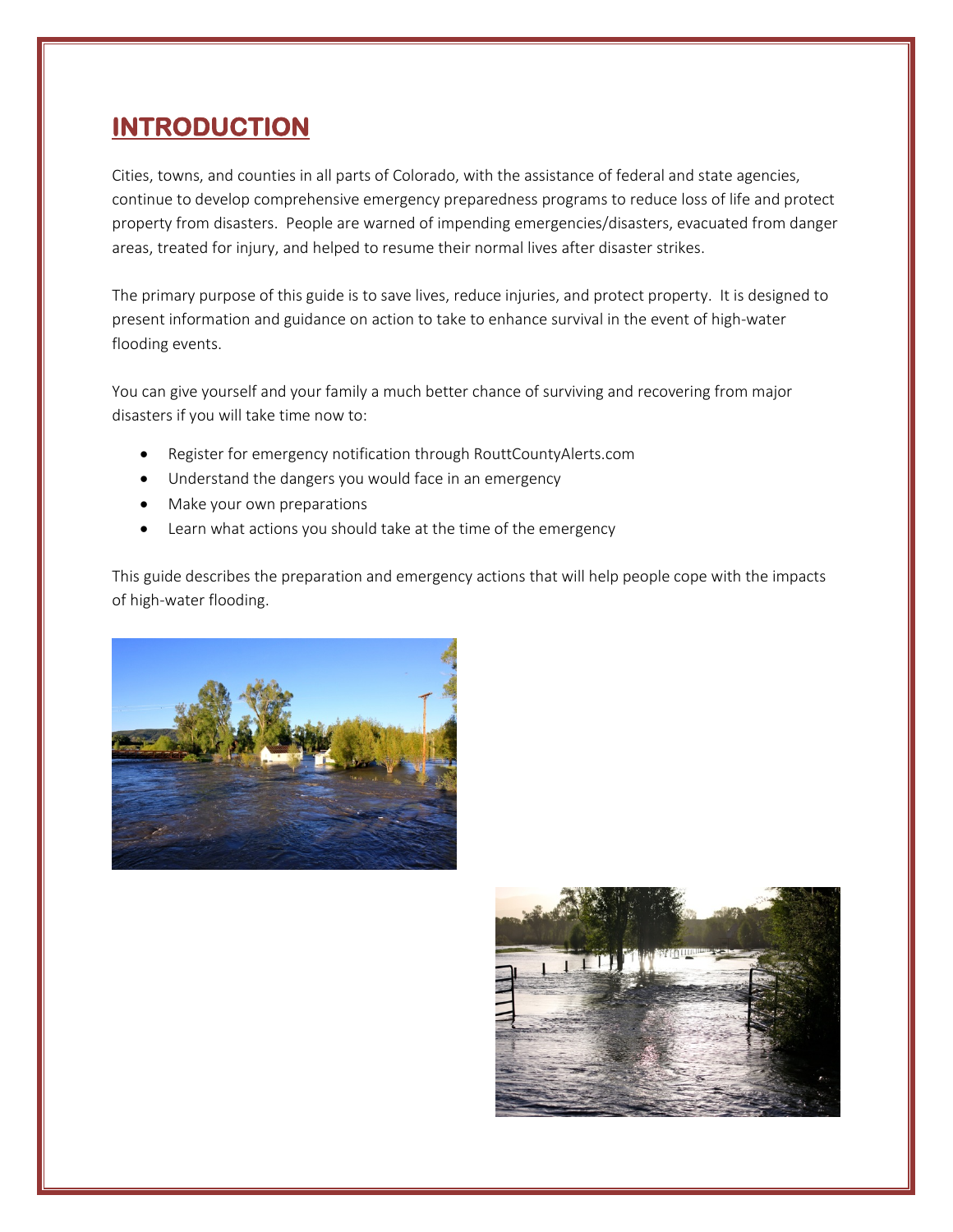# INTRODUCTION

Cities, towns, and counties in all parts of Colorado, with the assistance of federal and state agencies, continue to develop comprehensive emergency preparedness programs to reduce loss of life and protect property from disasters. People are warned of impending emergencies/disasters, evacuated from danger areas, treated for injury, and helped to resume their normal lives after disaster strikes.

The primary purpose of this guide is to save lives, reduce injuries, and protect property. It is designed to present information and guidance on action to take to enhance survival in the event of high-water flooding events.

You can give yourself and your family a much better chance of surviving and recovering from major disasters if you will take time now to:

- Register for emergency notification through RouttCountyAlerts.com
- Understand the dangers you would face in an emergency
- Make your own preparations
- Learn what actions you should take at the time of the emergency

This guide describes the preparation and emergency actions that will help people cope with the impacts of high-water flooding.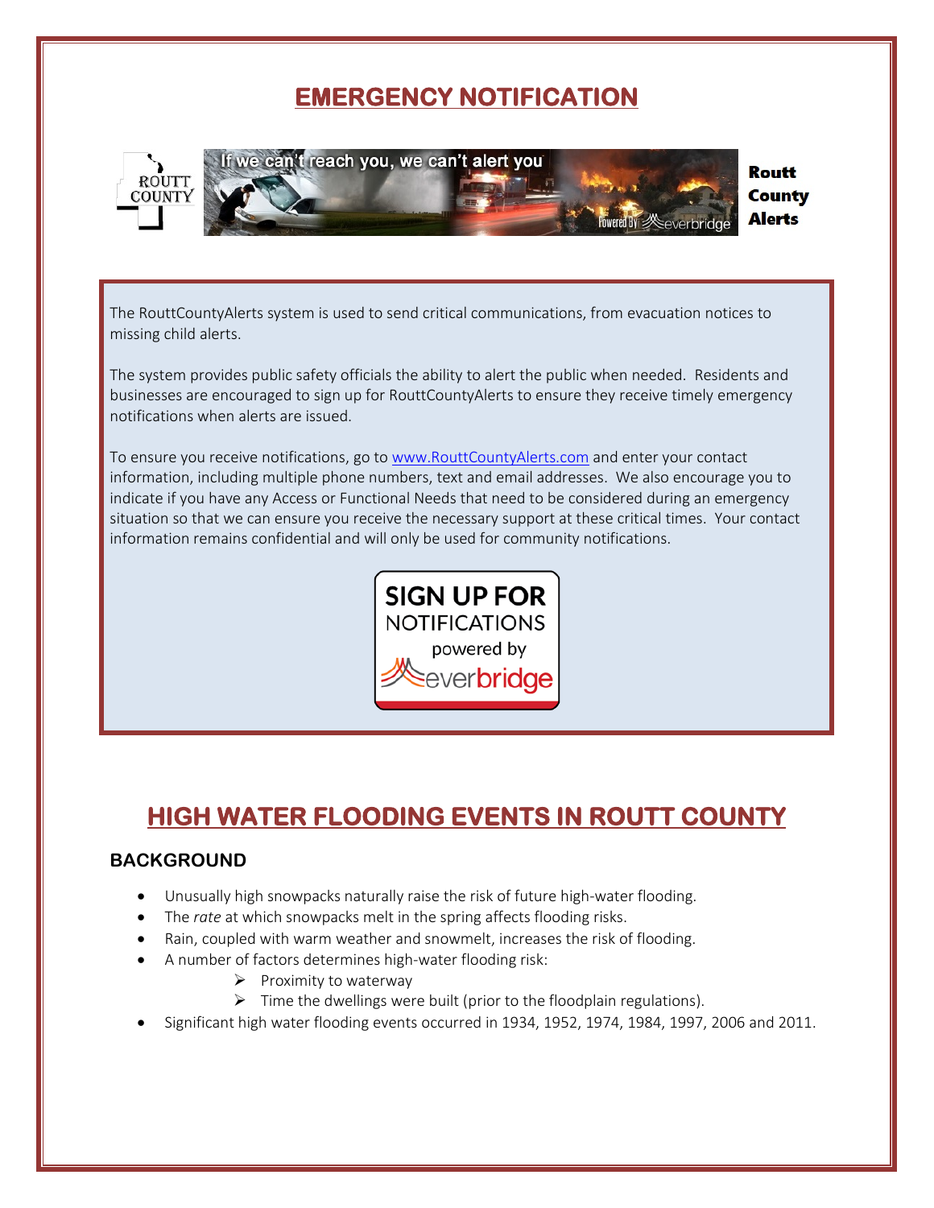# EMERGENCY NOTIFICATION

If we can't reach you, we can't alert you

**Routt County Alerts**

The RouttCountyAlerts system is used to send critical communications, from evacuation notices to missing child alerts.

The system provides public safety officials the ability to alert the public when needed. Residents and businesses are encouraged to sign up for RouttCountyAlerts to ensure they receive timely emergency notifications when alerts are issued.

To ensure you receive notifications, go to [www.RouttCountyAlerts.com](http://www.RouttCountyAlerts.com) and enter your contact information, including multiple phone numbers, text and email addresses. We also encourage you to indicate if you have any Access or Functional Needs that need to be considered during an emergency situation so that we can ensure you receive the necessary support at these critical times. Your contact information remains confidential and will only be used for community notifications.

**SIGN UP FOR** NOTIFICATIONS powered by everbridge

# HIGH WATER FLOODING EVENTS IN ROUTT COUNTY

## BACKGROUND

- Unusually high snowpacks naturally raise the risk of future high-water flooding.
- The *rate* at which snowpacks melt in the spring affects flooding risks.
- Rain, coupled with warm weather and snowmelt, increases the risk of flooding.
- A number of factors determines high-water flooding risk:
  - Proximity to waterway
  - Time the dwellings were built (prior to the floodplain regulations).
- Significant high water flooding events occurred in 1934, 1952, 1974, 1984, 1997, 2006 and 2011.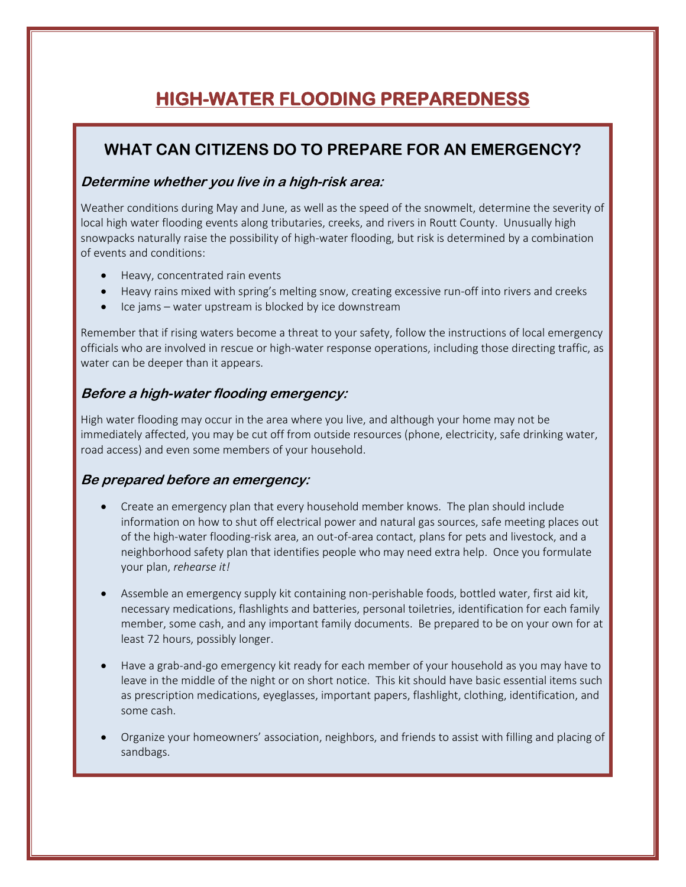# HIGH-WATER FLOODING PREPAREDNESS

## WHAT CAN CITIZENS DO TO PREPARE FOR AN EMERGENCY?

### *Determine whether you live in a high-risk area:*

Weather conditions during May and June, as well as the speed of the snowmelt, determine the severity of local high water flooding events along tributaries, creeks, and rivers in Routt County. Unusually high snowpacks naturally raise the possibility of high-water flooding, but risk is determined by a combination of events and conditions:

- Heavy, concentrated rain events
- Heavy rains mixed with spring's melting snow, creating excessive run-off into rivers and creeks
- Ice jams – water upstream is blocked by ice downstream

Remember that if rising waters become a threat to your safety, follow the instructions of local emergency officials who are involved in rescue or high-water response operations, including those directing traffic, as water can be deeper than it appears.

### *Before a high-water flooding emergency:*

High water flooding may occur in the area where you live, and although your home may not be immediately affected, you may be cut off from outside resources (phone, electricity, safe drinking water, road access) and even some members of your household.

### *Be prepared before an emergency:*

- Create an emergency plan that every household member knows. The plan should include information on how to shut off electrical power and natural gas sources, safe meeting places out of the high-water flooding-risk area, an out-of-area contact, plans for pets and livestock, and a neighborhood safety plan that identifies people who may need extra help. Once you formulate your plan, *rehearse it!*

- Assemble an emergency supply kit containing non-perishable foods, bottled water, first aid kit, necessary medications, flashlights and batteries, personal toiletries, identification for each family member, some cash, and any important family documents. Be prepared to be on your own for at least 72 hours, possibly longer.

- Have a grab-and-go emergency kit ready for each member of your household as you may have to leave in the middle of the night or on short notice. This kit should have basic essential items such as prescription medications, eyeglasses, important papers, flashlight, clothing, identification, and some cash.

- Organize your homeowners' association, neighbors, and friends to assist with filling and placing of sandbags.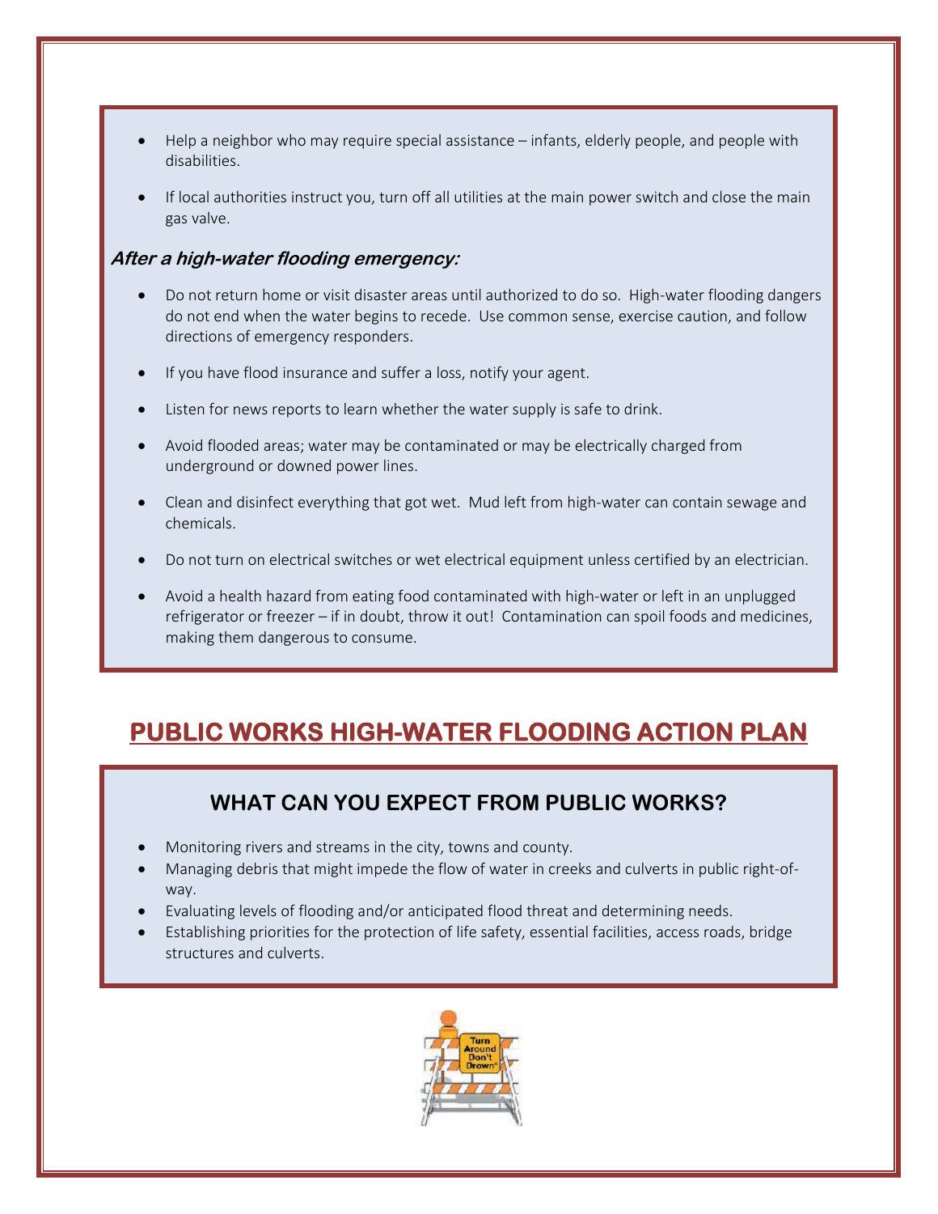- Help a neighbor who may require special assistance – infants, elderly people, and people with disabilities.
- If local authorities instruct you, turn off all utilities at the main power switch and close the main gas valve.

***After a high-water flooding emergency:***

- Do not return home or visit disaster areas until authorized to do so. High-water flooding dangers do not end when the water begins to recede. Use common sense, exercise caution, and follow directions of emergency responders.
- If you have flood insurance and suffer a loss, notify your agent.
- Listen for news reports to learn whether the water supply is safe to drink.
- Avoid flooded areas; water may be contaminated or may be electrically charged from underground or downed power lines.
- Clean and disinfect everything that got wet. Mud left from high-water can contain sewage and chemicals.
- Do not turn on electrical switches or wet electrical equipment unless certified by an electrician.
- Avoid a health hazard from eating food contaminated with high-water or left in an unplugged refrigerator or freezer – if in doubt, throw it out! Contamination can spoil foods and medicines, making them dangerous to consume.

# PUBLIC WORKS HIGH-WATER FLOODING ACTION PLAN

## WHAT CAN YOU EXPECT FROM PUBLIC WORKS?

- Monitoring rivers and streams in the city, towns and county.
- Managing debris that might impede the flow of water in creeks and culverts in public right-of-way.
- Evaluating levels of flooding and/or anticipated flood threat and determining needs.
- Establishing priorities for the protection of life safety, essential facilities, access roads, bridge structures and culverts.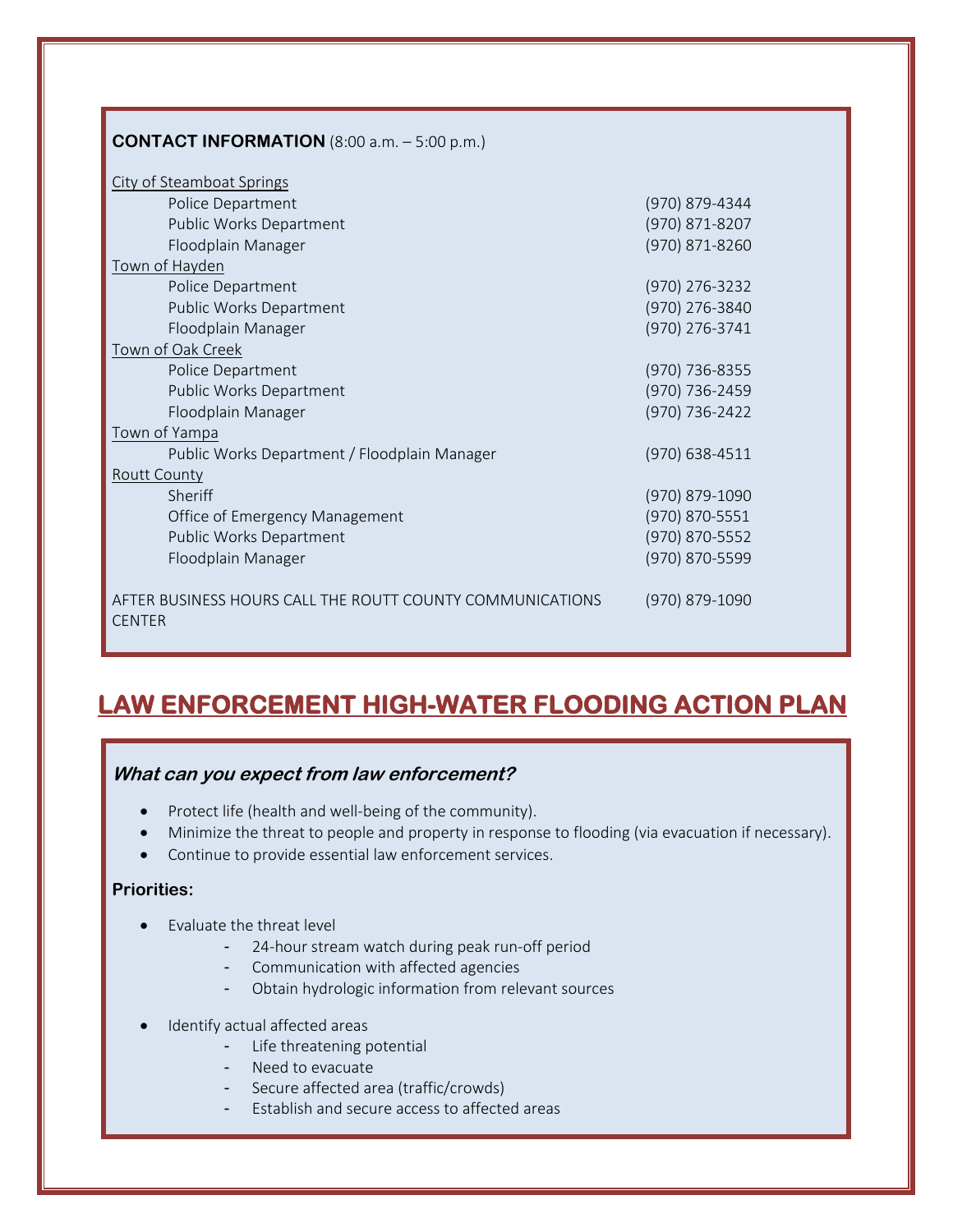**CONTACT INFORMATION** (8:00 a.m. – 5:00 p.m.)

| | |
|---|---|
| City of Steamboat Springs | |
| Police Department | (970) 879-4344 |
| Public Works Department | (970) 871-8207 |
| Floodplain Manager | (970) 871-8260 |
| Town of Hayden | |
| Police Department | (970) 276-3232 |
| Public Works Department | (970) 276-3840 |
| Floodplain Manager | (970) 276-3741 |
| Town of Oak Creek | |
| Police Department | (970) 736-8355 |
| Public Works Department | (970) 736-2459 |
| Floodplain Manager | (970) 736-2422 |
| Town of Yampa | |
| Public Works Department / Floodplain Manager | (970) 638-4511 |
| Routt County | |
| Sheriff | (970) 879-1090 |
| Office of Emergency Management | (970) 870-5551 |
| Public Works Department | (970) 870-5552 |
| Floodplain Manager | (970) 870-5599 |
| AFTER BUSINESS HOURS CALL THE ROUTT COUNTY COMMUNICATIONS CENTER | (970) 879-1090 |

## LAW ENFORCEMENT HIGH-WATER FLOODING ACTION PLAN

### *What can you expect from law enforcement?*

- Protect life (health and well-being of the community).
- Minimize the threat to people and property in response to flooding (via evacuation if necessary).
- Continue to provide essential law enforcement services.

**Priorities:**

- Evaluate the threat level
    - 24-hour stream watch during peak run-off period
    - Communication with affected agencies
    - Obtain hydrologic information from relevant sources
- Identify actual affected areas
    - Life threatening potential
    - Need to evacuate
    - Secure affected area (traffic/crowds)
    - Establish and secure access to affected areas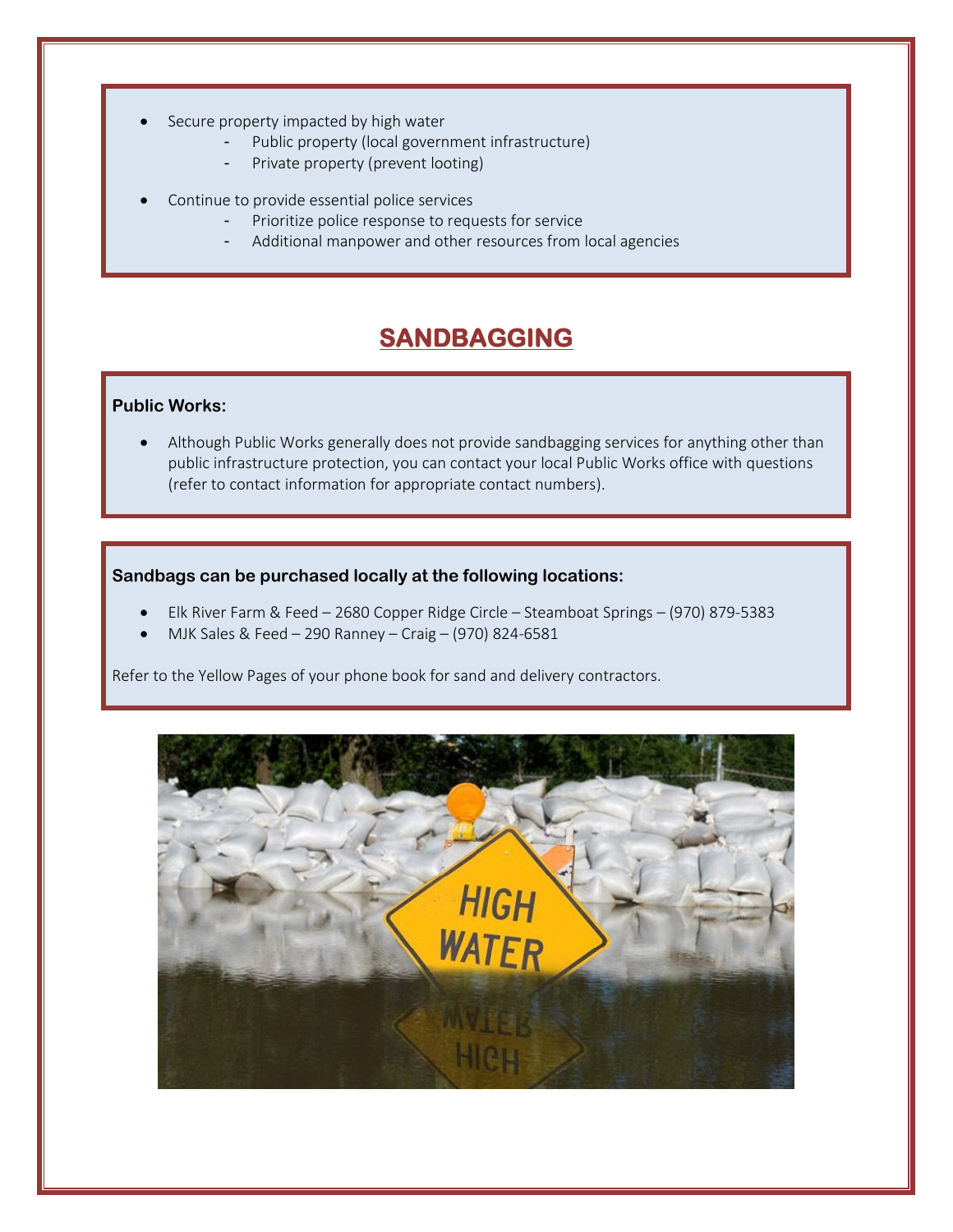- Secure property impacted by high water
  - Public property (local government infrastructure)
  - Private property (prevent looting)

- Continue to provide essential police services
  - Prioritize police response to requests for service
  - Additional manpower and other resources from local agencies

## SANDBAGGING

**Public Works:**

- Although Public Works generally does not provide sandbagging services for anything other than public infrastructure protection, you can contact your local Public Works office with questions (refer to contact information for appropriate contact numbers).

**Sandbags can be purchased locally at the following locations:**

- Elk River Farm & Feed – 2680 Copper Ridge Circle – Steamboat Springs – (970) 879-5383
- MJK Sales & Feed – 290 Ranney – Craig – (970) 824-6581

Refer to the Yellow Pages of your phone book for sand and delivery contractors.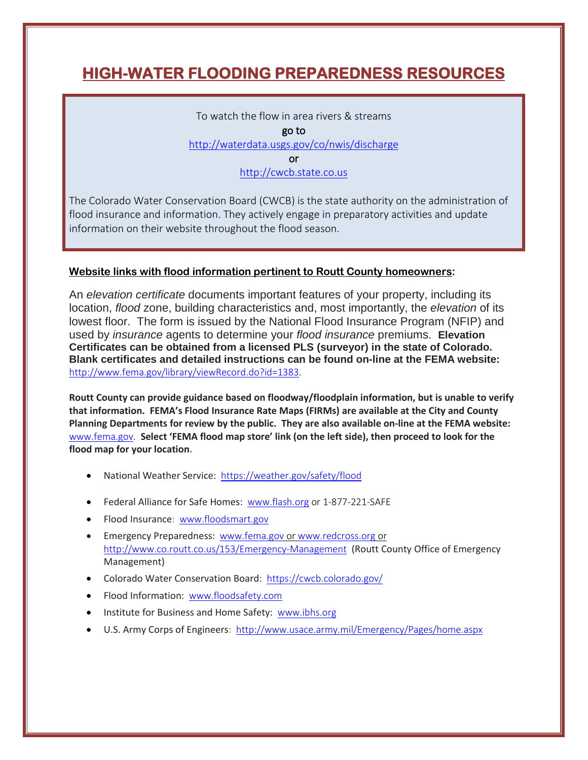# HIGH-WATER FLOODING PREPAREDNESS RESOURCES

To watch the flow in area rivers & streams
**go to**
http://waterdata.usgs.gov/co/nwis/discharge
**or**
http://cwcb.state.co.us

The Colorado Water Conservation Board (CWCB) is the state authority on the administration of flood insurance and information. They actively engage in preparatory activities and update information on their website throughout the flood season.

**Website links with flood information pertinent to Routt County homeowners:**

An *elevation certificate* documents important features of your property, including its location, *flood* zone, building characteristics and, most importantly, the *elevation* of its lowest floor. The form is issued by the National Flood Insurance Program (NFIP) and used by *insurance* agents to determine your *flood insurance* premiums. **Elevation Certificates can be obtained from a licensed PLS (surveyor) in the state of Colorado. Blank certificates and detailed instructions can be found on-line at the FEMA website:** http://www.fema.gov/library/viewRecord.do?id=1383.

**Routt County can provide guidance based on floodway/floodplain information, but is unable to verify that information. FEMA's Flood Insurance Rate Maps (FIRMs) are available at the City and County Planning Departments for review by the public. They are also available on-line at the FEMA website:** www.fema.gov. **Select 'FEMA flood map store' link (on the left side), then proceed to look for the flood map for your location.**

- National Weather Service: https://weather.gov/safety/flood
- Federal Alliance for Safe Homes: www.flash.org or 1-877-221-SAFE
- Flood Insurance: www.floodsmart.gov
- Emergency Preparedness: www.fema.gov or www.redcross.org or http://www.co.routt.co.us/153/Emergency-Management (Routt County Office of Emergency Management)
- Colorado Water Conservation Board: https://cwcb.colorado.gov/
- Flood Information: www.floodsafety.com
- Institute for Business and Home Safety: www.ibhs.org
- U.S. Army Corps of Engineers: http://www.usace.army.mil/Emergency/Pages/home.aspx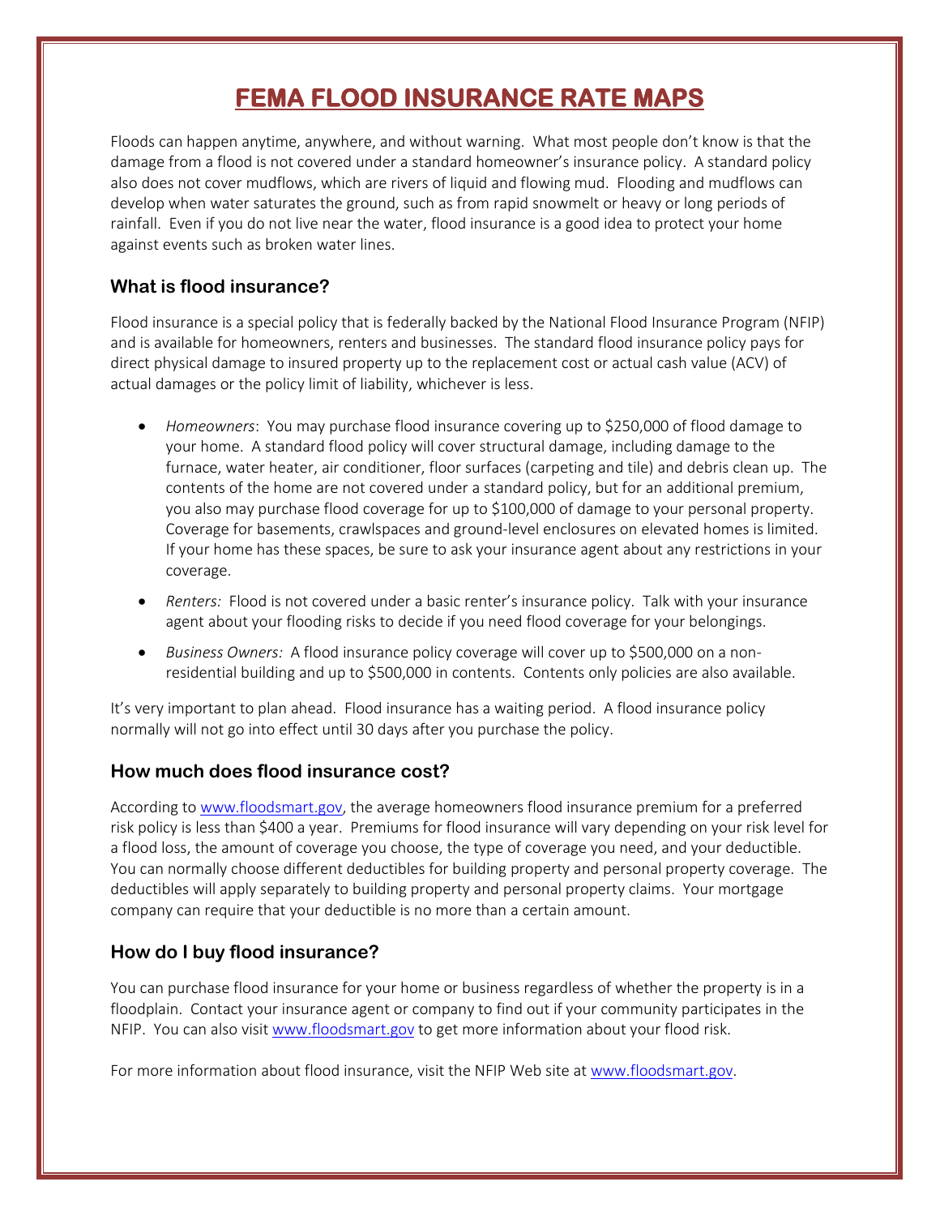# FEMA FLOOD INSURANCE RATE MAPS

Floods can happen anytime, anywhere, and without warning. What most people don't know is that the damage from a flood is not covered under a standard homeowner's insurance policy. A standard policy also does not cover mudflows, which are rivers of liquid and flowing mud. Flooding and mudflows can develop when water saturates the ground, such as from rapid snowmelt or heavy or long periods of rainfall. Even if you do not live near the water, flood insurance is a good idea to protect your home against events such as broken water lines.

## What is flood insurance?

Flood insurance is a special policy that is federally backed by the National Flood Insurance Program (NFIP) and is available for homeowners, renters and businesses. The standard flood insurance policy pays for direct physical damage to insured property up to the replacement cost or actual cash value (ACV) of actual damages or the policy limit of liability, whichever is less.

- *Homeowners*: You may purchase flood insurance covering up to $250,000 of flood damage to your home. A standard flood policy will cover structural damage, including damage to the furnace, water heater, air conditioner, floor surfaces (carpeting and tile) and debris clean up. The contents of the home are not covered under a standard policy, but for an additional premium, you also may purchase flood coverage for up to $100,000 of damage to your personal property. Coverage for basements, crawlspaces and ground-level enclosures on elevated homes is limited. If your home has these spaces, be sure to ask your insurance agent about any restrictions in your coverage.
- *Renters:* Flood is not covered under a basic renter's insurance policy. Talk with your insurance agent about your flooding risks to decide if you need flood coverage for your belongings.
- *Business Owners:* A flood insurance policy coverage will cover up to $500,000 on a non-residential building and up to $500,000 in contents. Contents only policies are also available.

It's very important to plan ahead. Flood insurance has a waiting period. A flood insurance policy normally will not go into effect until 30 days after you purchase the policy.

## How much does flood insurance cost?

According to www.floodsmart.gov, the average homeowners flood insurance premium for a preferred risk policy is less than $400 a year. Premiums for flood insurance will vary depending on your risk level for a flood loss, the amount of coverage you choose, the type of coverage you need, and your deductible. You can normally choose different deductibles for building property and personal property coverage. The deductibles will apply separately to building property and personal property claims. Your mortgage company can require that your deductible is no more than a certain amount.

## How do I buy flood insurance?

You can purchase flood insurance for your home or business regardless of whether the property is in a floodplain. Contact your insurance agent or company to find out if your community participates in the NFIP. You can also visit www.floodsmart.gov to get more information about your flood risk.

For more information about flood insurance, visit the NFIP Web site at www.floodsmart.gov.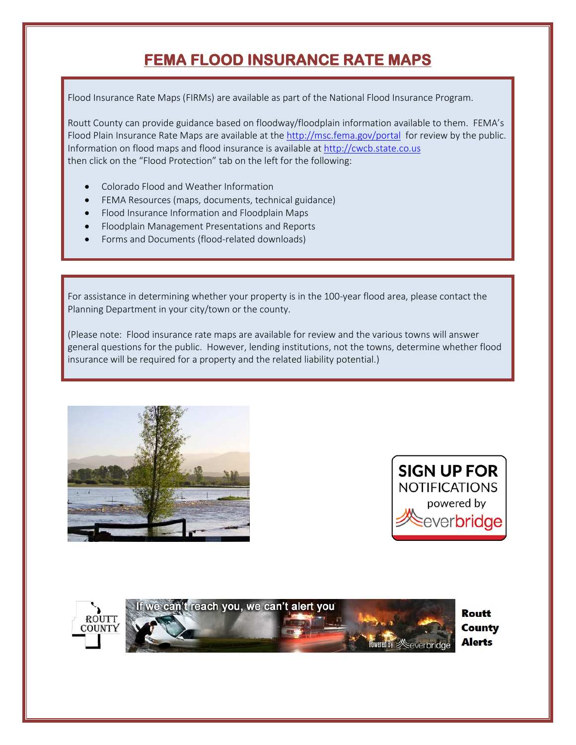# FEMA FLOOD INSURANCE RATE MAPS

Flood Insurance Rate Maps (FIRMs) are available as part of the National Flood Insurance Program.

Routt County can provide guidance based on floodway/floodplain information available to them. FEMA's Flood Plain Insurance Rate Maps are available at the http://msc.fema.gov/portal for review by the public. Information on flood maps and flood insurance is available at http://cwcb.state.co.us then click on the "Flood Protection" tab on the left for the following:

- Colorado Flood and Weather Information
- FEMA Resources (maps, documents, technical guidance)
- Flood Insurance Information and Floodplain Maps
- Floodplain Management Presentations and Reports
- Forms and Documents (flood-related downloads)

For assistance in determining whether your property is in the 100-year flood area, please contact the Planning Department in your city/town or the county.

(Please note: Flood insurance rate maps are available for review and the various towns will answer general questions for the public. However, lending institutions, not the towns, determine whether flood insurance will be required for a property and the related liability potential.)

SIGN UP FOR NOTIFICATIONS powered by everbridge

ROUTT COUNTY — If we can't reach you, we can't alert you — Powered By everbridge

**Routt County Alerts**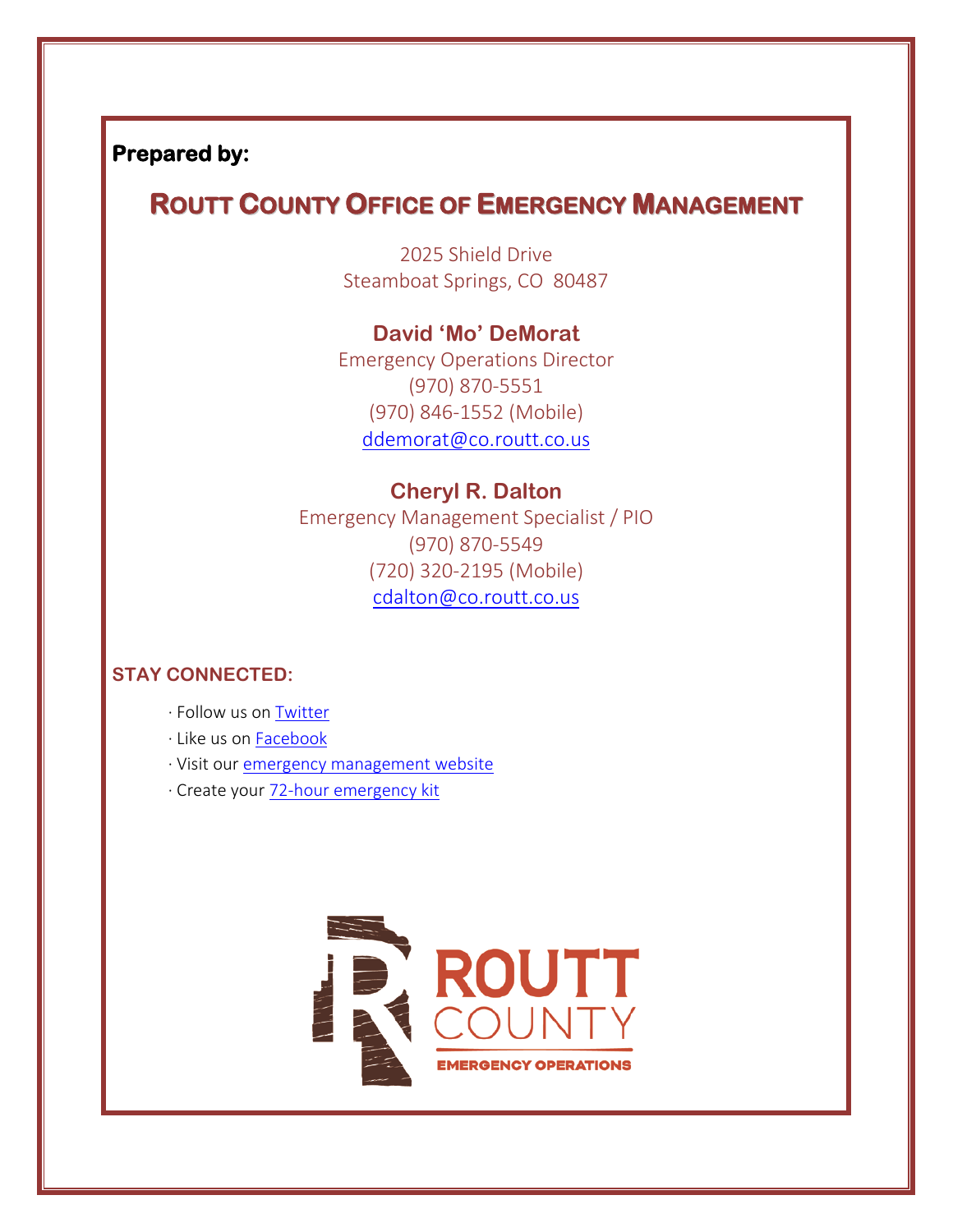**Prepared by:**

# Routt County Office of Emergency Management

2025 Shield Drive
Steamboat Springs, CO 80487

### David 'Mo' DeMorat

Emergency Operations Director
(970) 870-5551
(970) 846-1552 (Mobile)
ddemorat@co.routt.co.us

### Cheryl R. Dalton

Emergency Management Specialist / PIO
(970) 870-5549
(720) 320-2195 (Mobile)
cdalton@co.routt.co.us

**STAY CONNECTED:**

· Follow us on Twitter
· Like us on Facebook
· Visit our emergency management website
· Create your 72-hour emergency kit

ROUTT COUNTY
EMERGENCY OPERATIONS